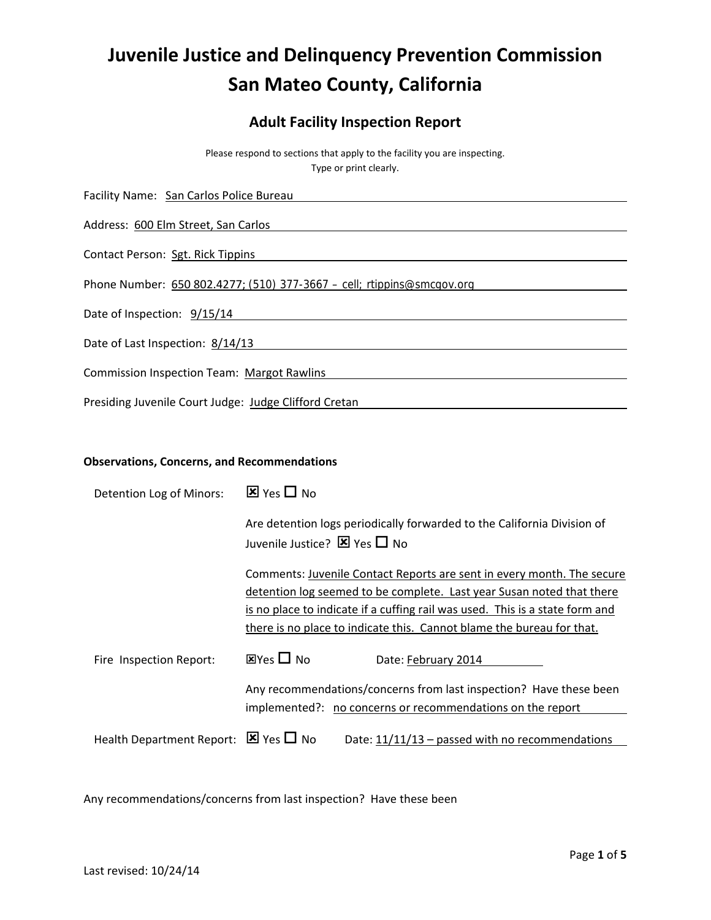# Juvenile Justice and Delinquency Prevention Commission
# San Mateo County, California

## Adult Facility Inspection Report

Please respond to sections that apply to the facility you are inspecting.
Type or print clearly.

Facility Name: San Carlos Police Bureau

Address: 600 Elm Street, San Carlos

Contact Person: Sgt. Rick Tippins

Phone Number: 650 802.4277; (510) 377-3667 – cell; rtippins@smcgov.org

Date of Inspection: 9/15/14

Date of Last Inspection: 8/14/13

Commission Inspection Team: Margot Rawlins

Presiding Juvenile Court Judge: Judge Clifford Cretan

**Observations, Concerns, and Recommendations**

Detention Log of Minors: ☒ Yes ☐ No

Are detention logs periodically forwarded to the California Division of Juvenile Justice? ☒ Yes ☐ No

Comments: Juvenile Contact Reports are sent in every month. The secure detention log seemed to be complete. Last year Susan noted that there is no place to indicate if a cuffing rail was used. This is a state form and there is no place to indicate this. Cannot blame the bureau for that.

Fire Inspection Report: ☒ Yes ☐ No Date: February 2014

Any recommendations/concerns from last inspection? Have these been implemented?: no concerns or recommendations on the report

Health Department Report: ☒ Yes ☐ No Date: 11/11/13 – passed with no recommendations

Any recommendations/concerns from last inspection? Have these been

Last revised: 10/24/14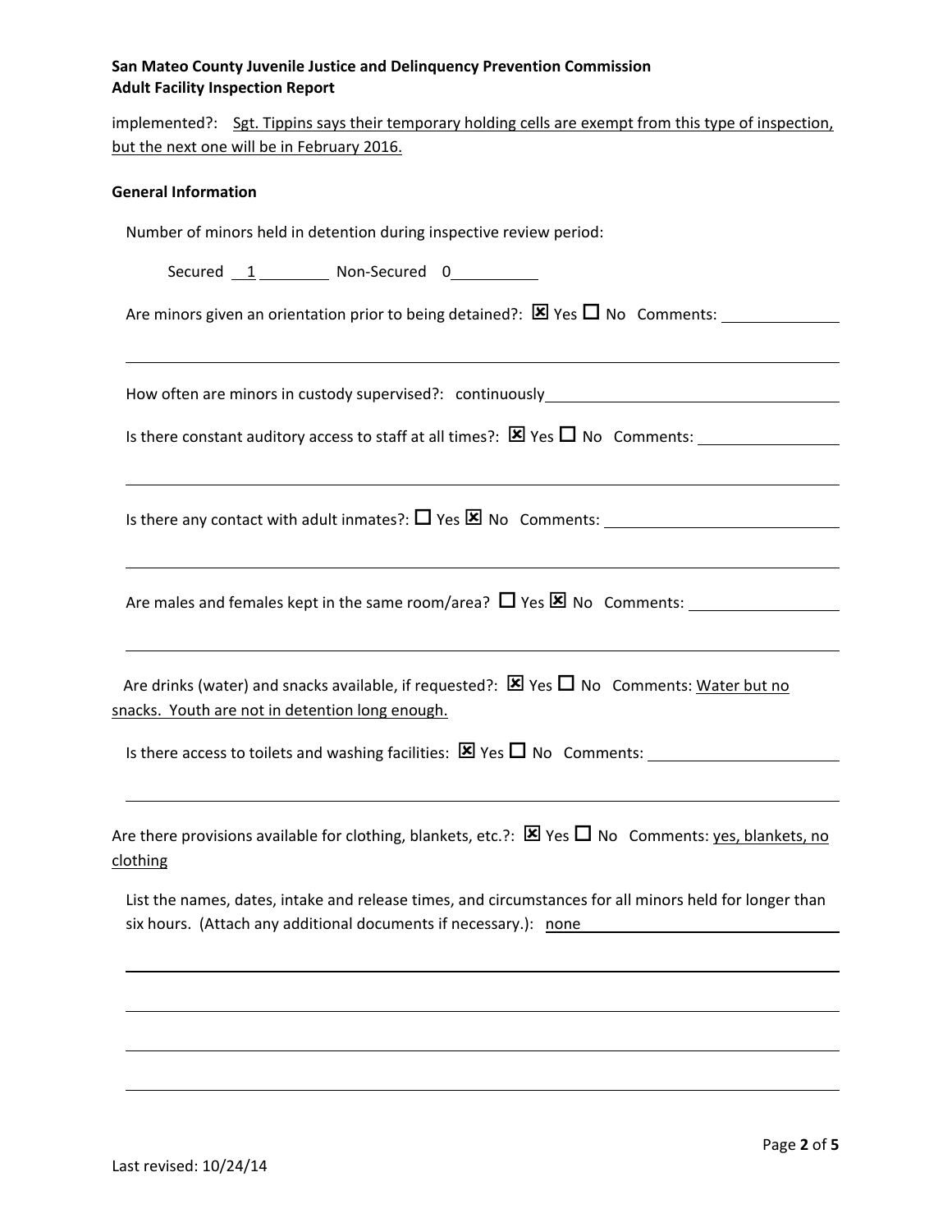implemented?: Sgt. Tippins says their temporary holding cells are exempt from this type of inspection, but the next one will be in February 2016.

**General Information**

Number of minors held in detention during inspective review period:

Secured 1 Non-Secured 0

Are minors given an orientation prior to being detained?: ☒ Yes ☐ No Comments:

How often are minors in custody supervised?: continuously

Is there constant auditory access to staff at all times?: ☒ Yes ☐ No Comments:

Is there any contact with adult inmates?: ☐ Yes ☒ No Comments:

Are males and females kept in the same room/area? ☐ Yes ☒ No Comments:

Are drinks (water) and snacks available, if requested?: ☒ Yes ☐ No Comments: Water but no snacks. Youth are not in detention long enough.

Is there access to toilets and washing facilities: ☒ Yes ☐ No Comments:

Are there provisions available for clothing, blankets, etc.?: ☒ Yes ☐ No Comments: yes, blankets, no clothing

List the names, dates, intake and release times, and circumstances for all minors held for longer than six hours. (Attach any additional documents if necessary.): none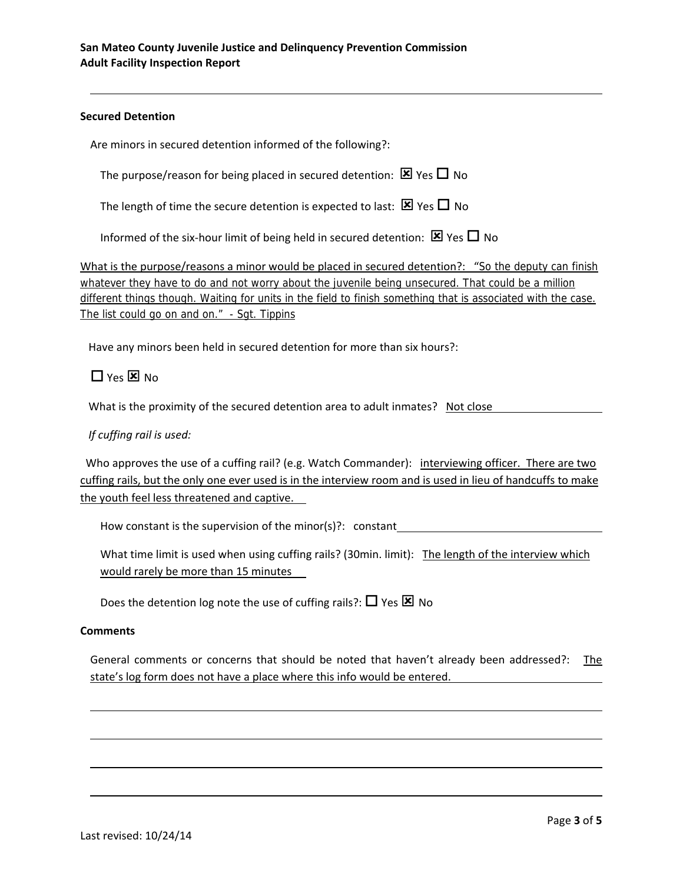**San Mateo County Juvenile Justice and Delinquency Prevention Commission**
**Adult Facility Inspection Report**

### Secured Detention

Are minors in secured detention informed of the following?:

The purpose/reason for being placed in secured detention: ☒ Yes ☐ No

The length of time the secure detention is expected to last: ☒ Yes ☐ No

Informed of the six-hour limit of being held in secured detention: ☒ Yes ☐ No

What is the purpose/reasons a minor would be placed in secured detention?: "So the deputy can finish whatever they have to do and not worry about the juvenile being unsecured. That could be a million different things though. Waiting for units in the field to finish something that is associated with the case. The list could go on and on." - Sgt. Tippins

Have any minors been held in secured detention for more than six hours?:

☐ Yes ☒ No

What is the proximity of the secured detention area to adult inmates? Not close

*If cuffing rail is used:*

Who approves the use of a cuffing rail? (e.g. Watch Commander): interviewing officer. There are two cuffing rails, but the only one ever used is in the interview room and is used in lieu of handcuffs to make the youth feel less threatened and captive.

How constant is the supervision of the minor(s)?: constant

What time limit is used when using cuffing rails? (30min. limit): The length of the interview which would rarely be more than 15 minutes

Does the detention log note the use of cuffing rails?: ☐ Yes ☒ No

### Comments

General comments or concerns that should be noted that haven't already been addressed?: The state's log form does not have a place where this info would be entered.

Last revised: 10/24/14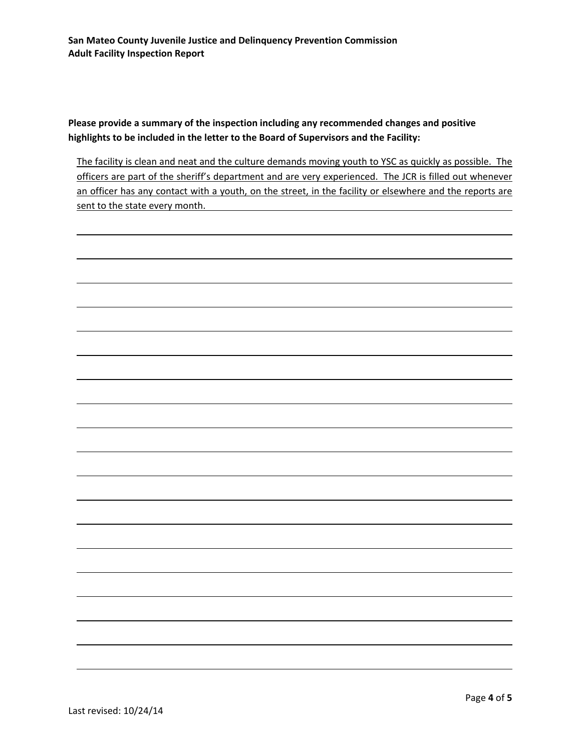**San Mateo County Juvenile Justice and Delinquency Prevention Commission**
**Adult Facility Inspection Report**

**Please provide a summary of the inspection including any recommended changes and positive highlights to be included in the letter to the Board of Supervisors and the Facility:**

The facility is clean and neat and the culture demands moving youth to YSC as quickly as possible. The officers are part of the sheriff's department and are very experienced. The JCR is filled out whenever an officer has any contact with a youth, on the street, in the facility or elsewhere and the reports are sent to the state every month.

Last revised: 10/24/14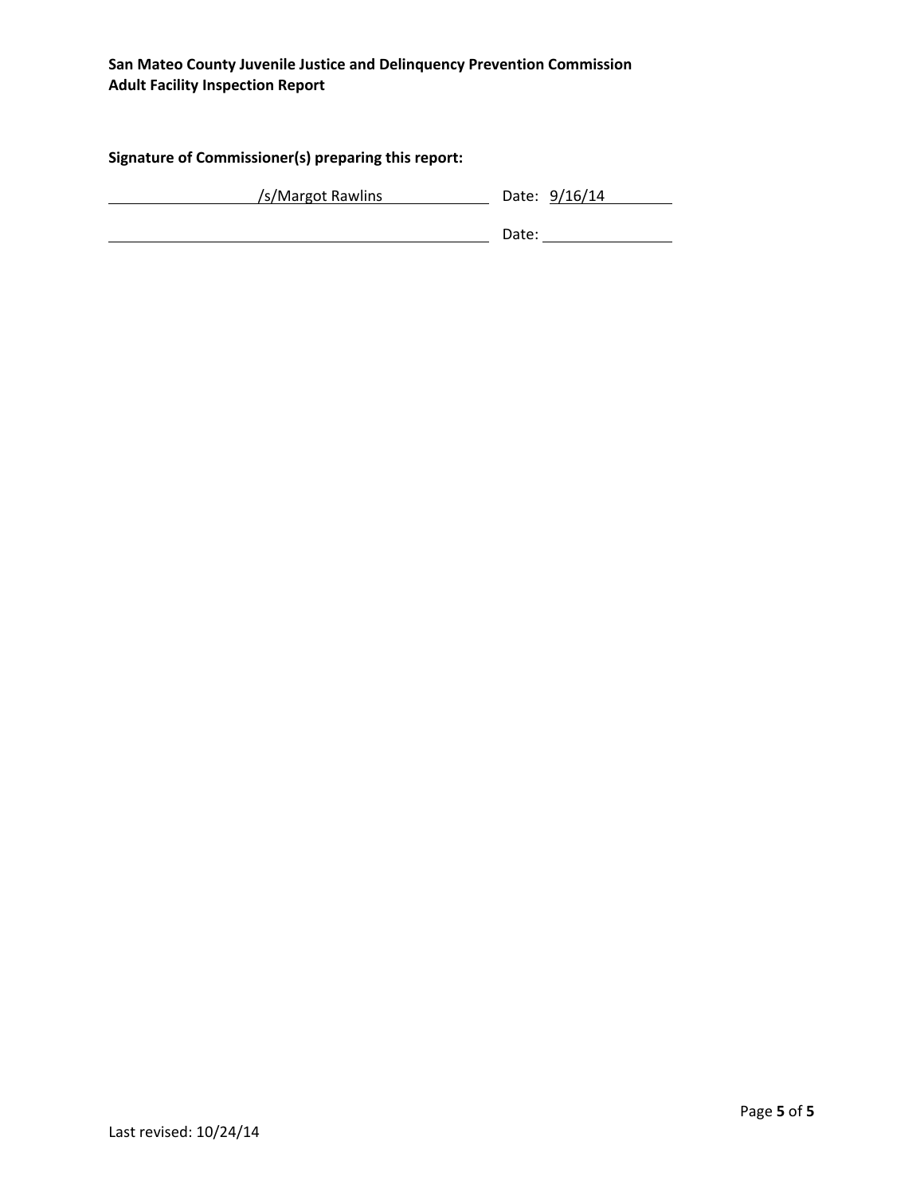**Signature of Commissioner(s) preparing this report:**

/s/Margot Rawlins Date: 9/16/14

Date:

Last revised: 10/24/14